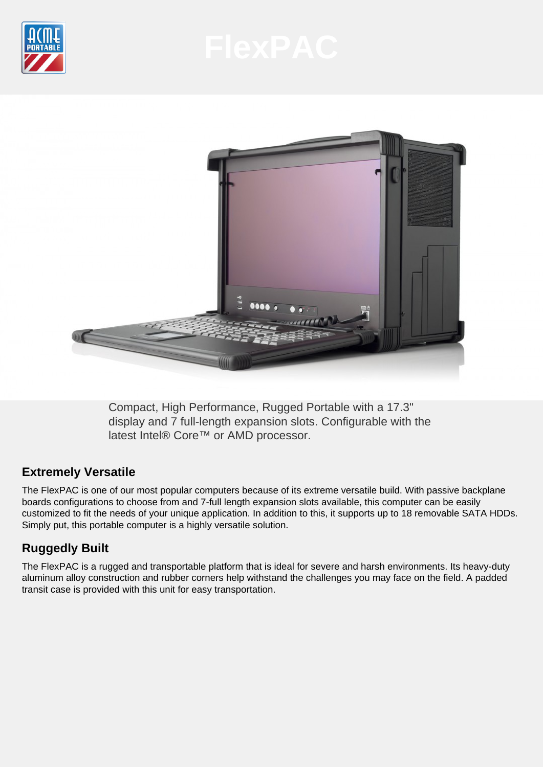# FlexPAC

Compact, High Performance, Rugged Portable with a 17.3" display and 7 full-length expansion slots. Configurable with the latest Intel® Core™ or AMD processor.

## Extremely Versatile

The FlexPAC is one of our most popular computers because of its extreme versatile build. With passive backplane boards configurations to choose from and 7-full length expansion slots available, this computer can be easily customized to fit the needs of your unique application. In addition to this, it supports up to 18 removable SATA HDDs. Simply put, this portable computer is a highly versatile solution.

## Ruggedly Built

The FlexPAC is a rugged and transportable platform that is ideal for severe and harsh environments. Its heavy-duty aluminum alloy construction and rubber corners help withstand the challenges you may face on the field. A padded transit case is provided with this unit for easy transportation.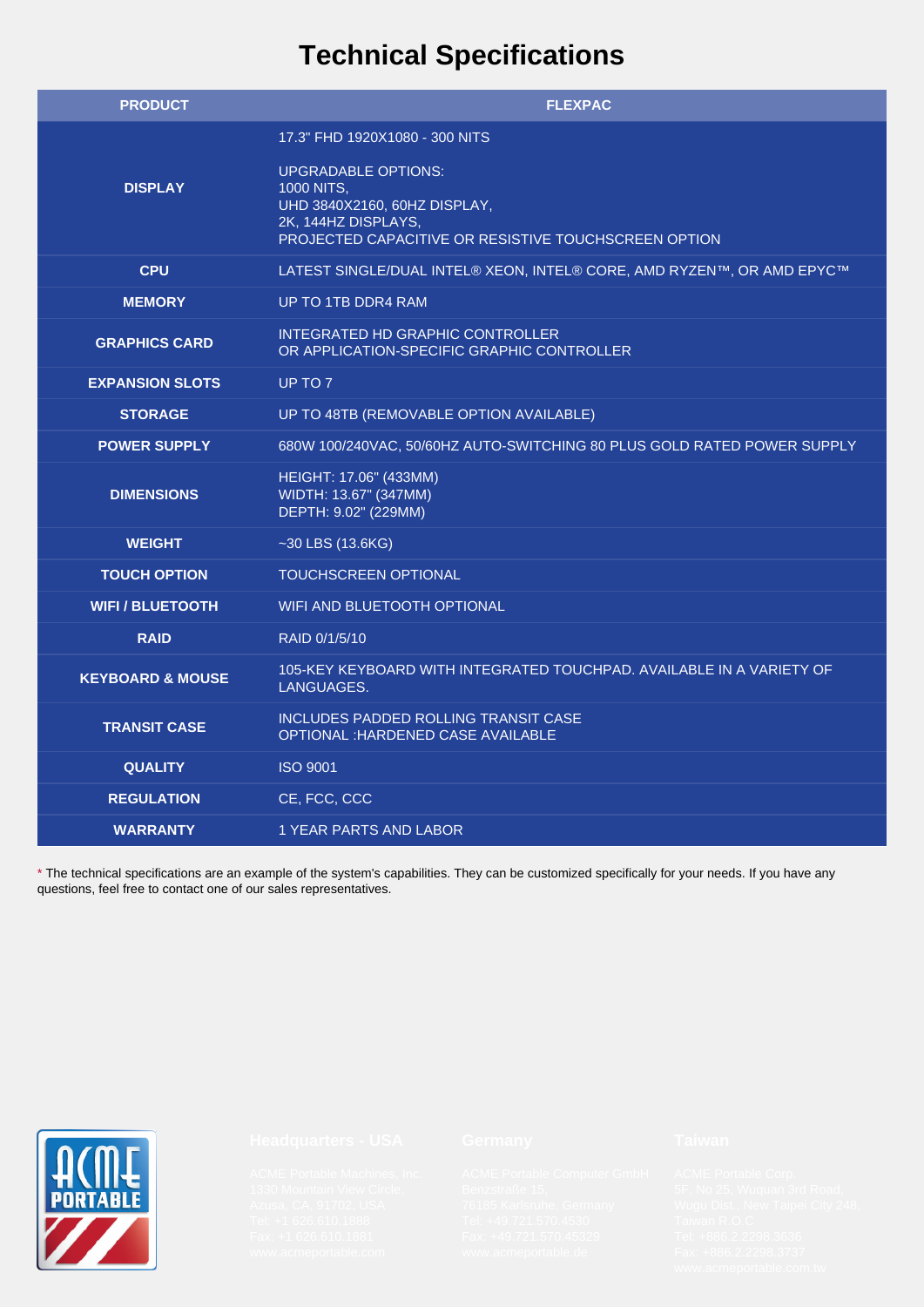# Technical Specifications

| PRODUCT | FLEXPAC |
|---|---|
| DISPLAY | 17.3" FHD 1920X1080 - 300 NITS<br><br>UPGRADABLE OPTIONS:<br>1000 NITS,<br>UHD 3840X2160, 60HZ DISPLAY,<br>2K, 144HZ DISPLAYS,<br>PROJECTED CAPACITIVE OR RESISTIVE TOUCHSCREEN OPTION |
| CPU | LATEST SINGLE/DUAL INTEL® XEON, INTEL® CORE, AMD RYZEN™, OR AMD EPYC™ |
| MEMORY | UP TO 1TB DDR4 RAM |
| GRAPHICS CARD | INTEGRATED HD GRAPHIC CONTROLLER<br>OR APPLICATION-SPECIFIC GRAPHIC CONTROLLER |
| EXPANSION SLOTS | UP TO 7 |
| STORAGE | UP TO 48TB (REMOVABLE OPTION AVAILABLE) |
| POWER SUPPLY | 680W 100/240VAC, 50/60HZ AUTO-SWITCHING 80 PLUS GOLD RATED POWER SUPPLY |
| DIMENSIONS | HEIGHT: 17.06" (433MM)<br>WIDTH: 13.67" (347MM)<br>DEPTH: 9.02" (229MM) |
| WEIGHT | ~30 LBS (13.6KG) |
| TOUCH OPTION | TOUCHSCREEN OPTIONAL |
| WIFI / BLUETOOTH | WIFI AND BLUETOOTH OPTIONAL |
| RAID | RAID 0/1/5/10 |
| KEYBOARD & MOUSE | 105-KEY KEYBOARD WITH INTEGRATED TOUCHPAD. AVAILABLE IN A VARIETY OF LANGUAGES. |
| TRANSIT CASE | INCLUDES PADDED ROLLING TRANSIT CASE<br>OPTIONAL :HARDENED CASE AVAILABLE |
| QUALITY | ISO 9001 |
| REGULATION | CE, FCC, CCC |
| WARRANTY | 1 YEAR PARTS AND LABOR |

* The technical specifications are an example of the system's capabilities. They can be customized specifically for your needs. If you have any questions, feel free to contact one of our sales representatives.

**Headquarters - USA**
ACME Portable Machines, Inc.
1330 Mountain View Circle,
Azusa, CA, 91702, USA
Tel: +1 626.610.1888
Fax: +1 626.610.1881
www.acmeportable.com

**Germany**
ACME Portable Computer GmbH
Benzstraße 15,
76185 Karlsruhe, Germany
Tel: +49.721.570.4530
Fax: +49.721.570.45329
www.acmeportable.de

**Taiwan**
ACME Portable Corp.
5F, No.25, Wuquan 3rd Road,
Wugu Dist., New Taipei City 248,
Taiwan R.O.C
Tel: +886.2.2298.3636
Fax: +886.2.2298.3737
www.acmeportable.com.tw